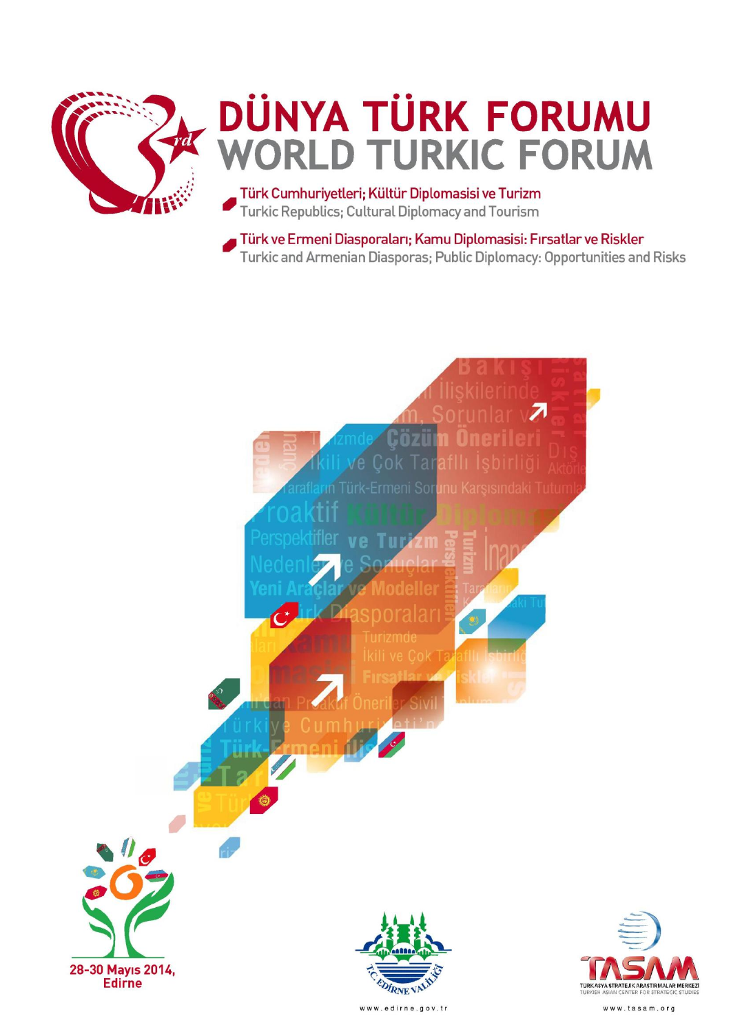# DÜNYA TÜRK FORUMU
# WORLD TURKIC FORUM

- **Türk Cumhuriyetleri; Kültür Diplomasisi ve Turizm**
  Turkic Republics; Cultural Diplomacy and Tourism
- **Türk ve Ermeni Diasporaları; Kamu Diplomasisi: Fırsatlar ve Riskler**
  Turkic and Armenian Diasporas; Public Diplomacy: Opportunities and Risks

**28-30 Mayıs 2014, Edirne**

www.edirne.gov.tr

TÜRK ASYA STRATEJİK ARAŞTIRMALAR MERKEZİ
TURKISH ASIAN CENTER FOR STRATEGIC STUDIES

www.tasam.org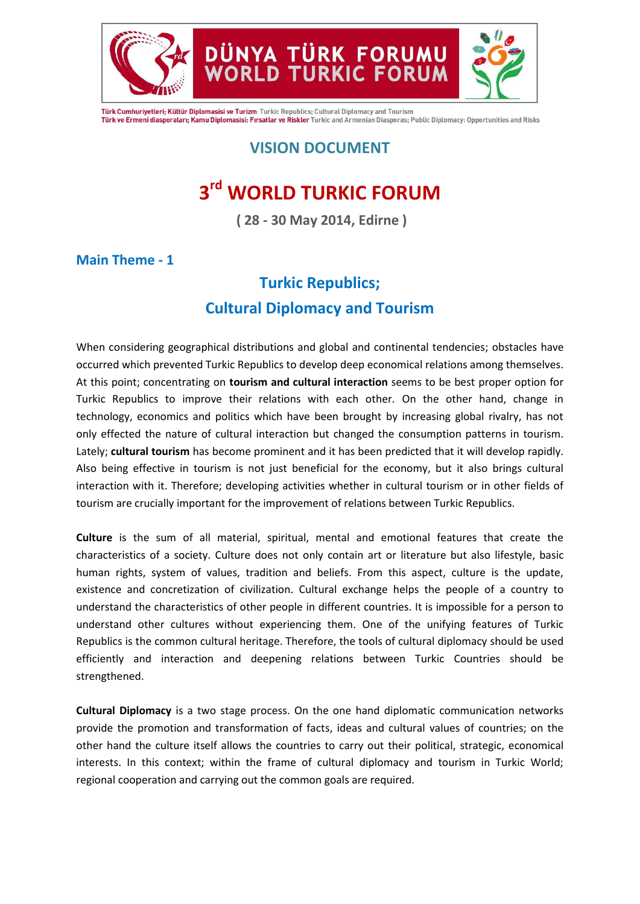## VISION DOCUMENT

# 3rd WORLD TURKIC FORUM

**( 28 - 30 May 2014, Edirne )**

### Main Theme - 1

## Turkic Republics; Cultural Diplomacy and Tourism

When considering geographical distributions and global and continental tendencies; obstacles have occurred which prevented Turkic Republics to develop deep economical relations among themselves. At this point; concentrating on **tourism and cultural interaction** seems to be best proper option for Turkic Republics to improve their relations with each other. On the other hand, change in technology, economics and politics which have been brought by increasing global rivalry, has not only effected the nature of cultural interaction but changed the consumption patterns in tourism. Lately; **cultural tourism** has become prominent and it has been predicted that it will develop rapidly. Also being effective in tourism is not just beneficial for the economy, but it also brings cultural interaction with it. Therefore; developing activities whether in cultural tourism or in other fields of tourism are crucially important for the improvement of relations between Turkic Republics.

**Culture** is the sum of all material, spiritual, mental and emotional features that create the characteristics of a society. Culture does not only contain art or literature but also lifestyle, basic human rights, system of values, tradition and beliefs. From this aspect, culture is the update, existence and concretization of civilization. Cultural exchange helps the people of a country to understand the characteristics of other people in different countries. It is impossible for a person to understand other cultures without experiencing them. One of the unifying features of Turkic Republics is the common cultural heritage. Therefore, the tools of cultural diplomacy should be used efficiently and interaction and deepening relations between Turkic Countries should be strengthened.

**Cultural Diplomacy** is a two stage process. On the one hand diplomatic communication networks provide the promotion and transformation of facts, ideas and cultural values of countries; on the other hand the culture itself allows the countries to carry out their political, strategic, economical interests. In this context; within the frame of cultural diplomacy and tourism in Turkic World; regional cooperation and carrying out the common goals are required.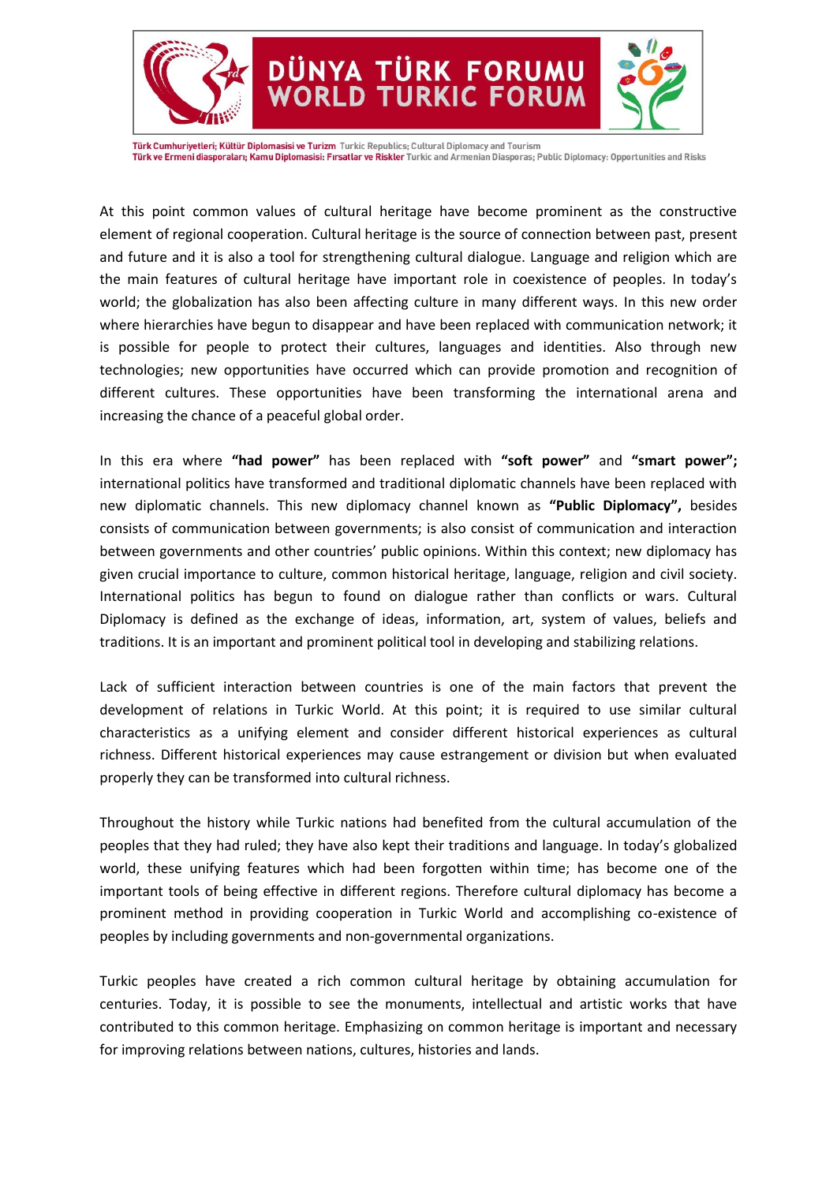At this point common values of cultural heritage have become prominent as the constructive element of regional cooperation. Cultural heritage is the source of connection between past, present and future and it is also a tool for strengthening cultural dialogue. Language and religion which are the main features of cultural heritage have important role in coexistence of peoples. In today's world; the globalization has also been affecting culture in many different ways. In this new order where hierarchies have begun to disappear and have been replaced with communication network; it is possible for people to protect their cultures, languages and identities. Also through new technologies; new opportunities have occurred which can provide promotion and recognition of different cultures. These opportunities have been transforming the international arena and increasing the chance of a peaceful global order.

In this era where **"had power"** has been replaced with **"soft power"** and **"smart power";** international politics have transformed and traditional diplomatic channels have been replaced with new diplomatic channels. This new diplomacy channel known as **"Public Diplomacy",** besides consists of communication between governments; is also consist of communication and interaction between governments and other countries' public opinions. Within this context; new diplomacy has given crucial importance to culture, common historical heritage, language, religion and civil society. International politics has begun to found on dialogue rather than conflicts or wars. Cultural Diplomacy is defined as the exchange of ideas, information, art, system of values, beliefs and traditions. It is an important and prominent political tool in developing and stabilizing relations.

Lack of sufficient interaction between countries is one of the main factors that prevent the development of relations in Turkic World. At this point; it is required to use similar cultural characteristics as a unifying element and consider different historical experiences as cultural richness. Different historical experiences may cause estrangement or division but when evaluated properly they can be transformed into cultural richness.

Throughout the history while Turkic nations had benefited from the cultural accumulation of the peoples that they had ruled; they have also kept their traditions and language. In today's globalized world, these unifying features which had been forgotten within time; has become one of the important tools of being effective in different regions. Therefore cultural diplomacy has become a prominent method in providing cooperation in Turkic World and accomplishing co-existence of peoples by including governments and non-governmental organizations.

Turkic peoples have created a rich common cultural heritage by obtaining accumulation for centuries. Today, it is possible to see the monuments, intellectual and artistic works that have contributed to this common heritage. Emphasizing on common heritage is important and necessary for improving relations between nations, cultures, histories and lands.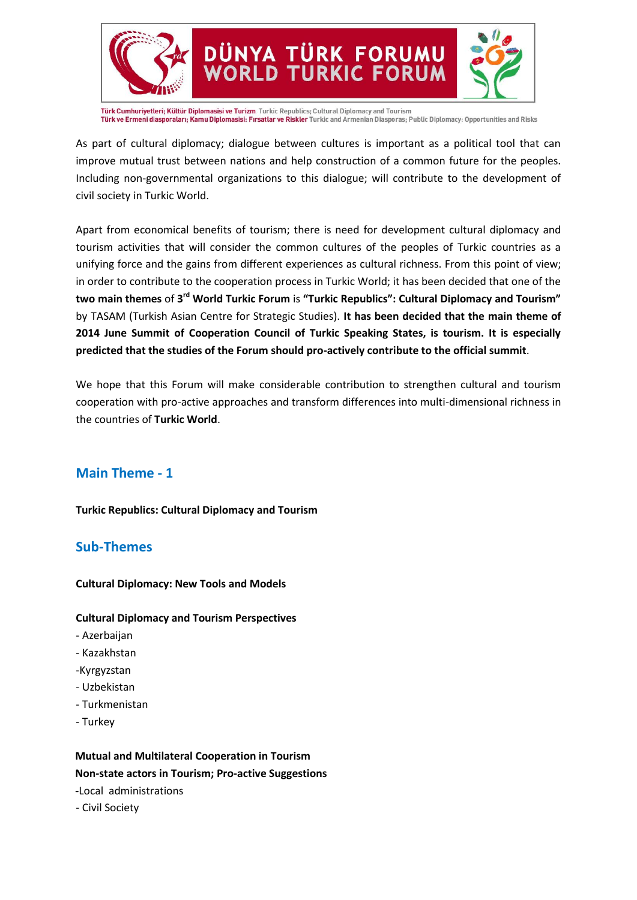As part of cultural diplomacy; dialogue between cultures is important as a political tool that can improve mutual trust between nations and help construction of a common future for the peoples. Including non-governmental organizations to this dialogue; will contribute to the development of civil society in Turkic World.

Apart from economical benefits of tourism; there is need for development cultural diplomacy and tourism activities that will consider the common cultures of the peoples of Turkic countries as a unifying force and the gains from different experiences as cultural richness. From this point of view; in order to contribute to the cooperation process in Turkic World; it has been decided that one of the **two main themes** of **3rd World Turkic Forum** is **"Turkic Republics": Cultural Diplomacy and Tourism"** by TASAM (Turkish Asian Centre for Strategic Studies). **It has been decided that the main theme of 2014 June Summit of Cooperation Council of Turkic Speaking States, is tourism. It is especially predicted that the studies of the Forum should pro-actively contribute to the official summit**.

We hope that this Forum will make considerable contribution to strengthen cultural and tourism cooperation with pro-active approaches and transform differences into multi-dimensional richness in the countries of **Turkic World**.

## Main Theme - 1

**Turkic Republics: Cultural Diplomacy and Tourism**

## Sub-Themes

**Cultural Diplomacy: New Tools and Models**

**Cultural Diplomacy and Tourism Perspectives**

- Azerbaijan
- Kazakhstan
- Kyrgyzstan
- Uzbekistan
- Turkmenistan
- Turkey

**Mutual and Multilateral Cooperation in Tourism**

**Non-state actors in Tourism; Pro-active Suggestions**

- Local administrations
- Civil Society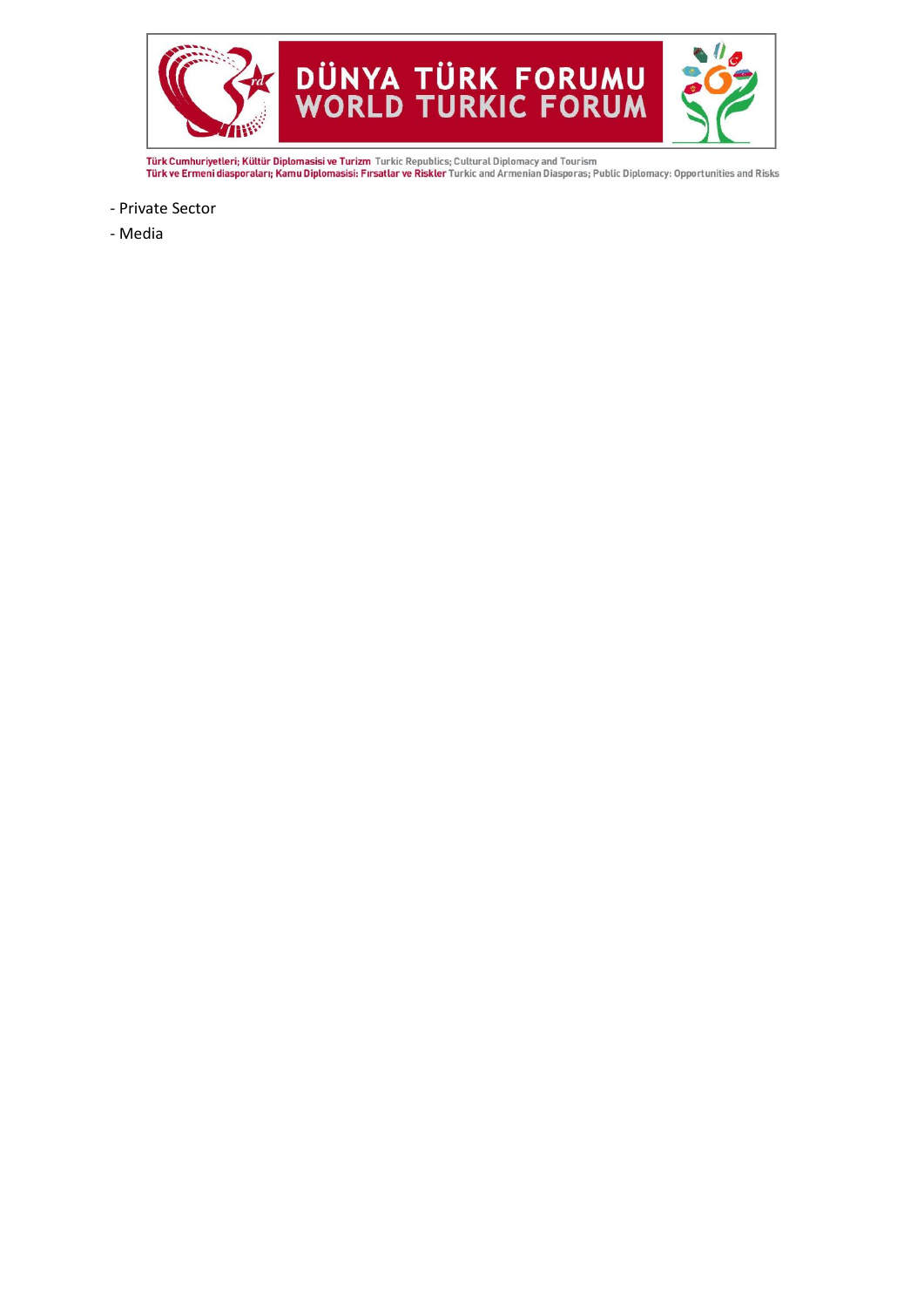- Private Sector
- Media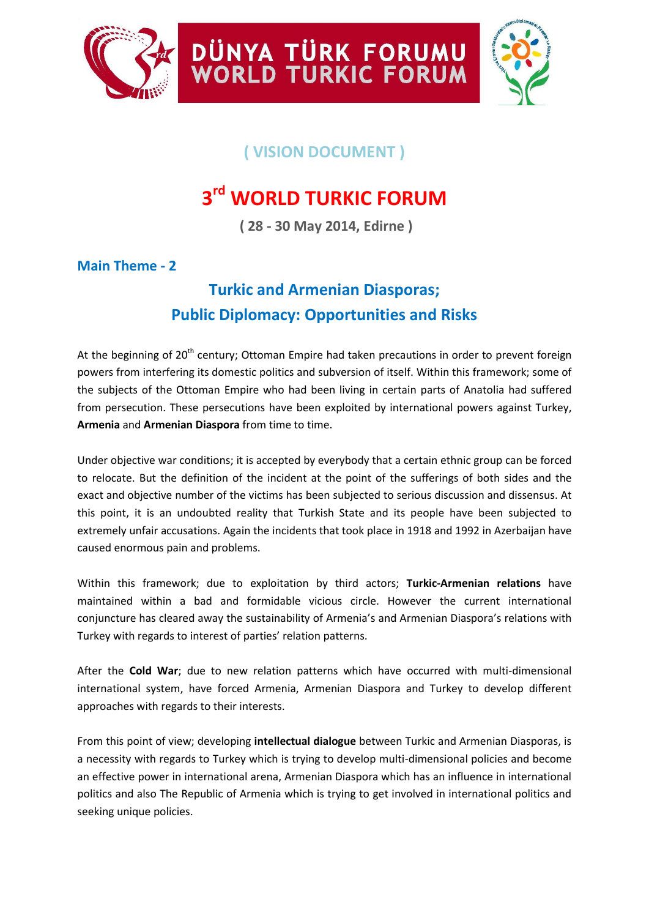# DÜNYA TÜRK FORUMU
# WORLD TURKIC FORUM

## ( VISION DOCUMENT )

# 3rd WORLD TURKIC FORUM

**( 28 - 30 May 2014, Edirne )**

## Main Theme - 2

## Turkic and Armenian Diasporas; Public Diplomacy: Opportunities and Risks

At the beginning of 20th century; Ottoman Empire had taken precautions in order to prevent foreign powers from interfering its domestic politics and subversion of itself. Within this framework; some of the subjects of the Ottoman Empire who had been living in certain parts of Anatolia had suffered from persecution. These persecutions have been exploited by international powers against Turkey, **Armenia** and **Armenian Diaspora** from time to time.

Under objective war conditions; it is accepted by everybody that a certain ethnic group can be forced to relocate. But the definition of the incident at the point of the sufferings of both sides and the exact and objective number of the victims has been subjected to serious discussion and dissensus. At this point, it is an undoubted reality that Turkish State and its people have been subjected to extremely unfair accusations. Again the incidents that took place in 1918 and 1992 in Azerbaijan have caused enormous pain and problems.

Within this framework; due to exploitation by third actors; **Turkic-Armenian relations** have maintained within a bad and formidable vicious circle. However the current international conjuncture has cleared away the sustainability of Armenia's and Armenian Diaspora's relations with Turkey with regards to interest of parties' relation patterns.

After the **Cold War**; due to new relation patterns which have occurred with multi-dimensional international system, have forced Armenia, Armenian Diaspora and Turkey to develop different approaches with regards to their interests.

From this point of view; developing **intellectual dialogue** between Turkic and Armenian Diasporas, is a necessity with regards to Turkey which is trying to develop multi-dimensional policies and become an effective power in international arena, Armenian Diaspora which has an influence in international politics and also The Republic of Armenia which is trying to get involved in international politics and seeking unique policies.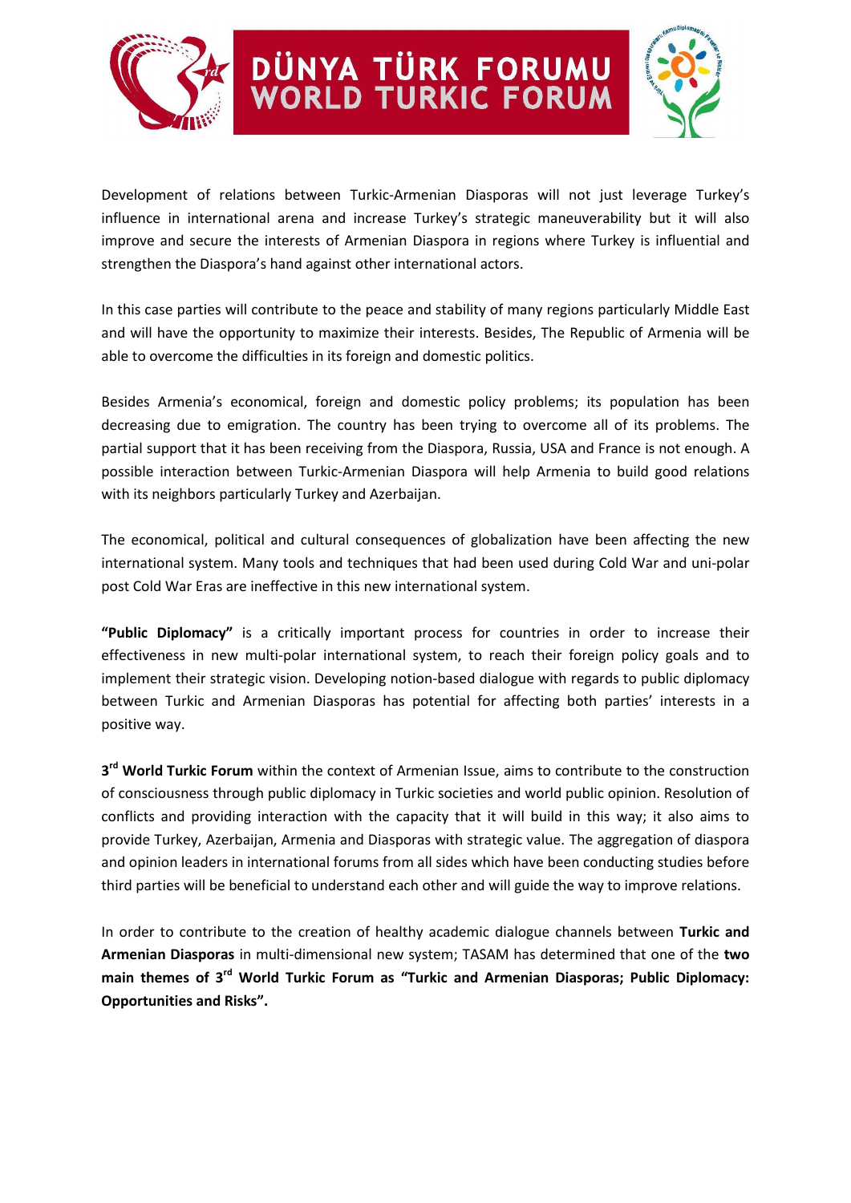Development of relations between Turkic-Armenian Diasporas will not just leverage Turkey's influence in international arena and increase Turkey's strategic maneuverability but it will also improve and secure the interests of Armenian Diaspora in regions where Turkey is influential and strengthen the Diaspora's hand against other international actors.

In this case parties will contribute to the peace and stability of many regions particularly Middle East and will have the opportunity to maximize their interests. Besides, The Republic of Armenia will be able to overcome the difficulties in its foreign and domestic politics.

Besides Armenia's economical, foreign and domestic policy problems; its population has been decreasing due to emigration. The country has been trying to overcome all of its problems. The partial support that it has been receiving from the Diaspora, Russia, USA and France is not enough. A possible interaction between Turkic-Armenian Diaspora will help Armenia to build good relations with its neighbors particularly Turkey and Azerbaijan.

The economical, political and cultural consequences of globalization have been affecting the new international system. Many tools and techniques that had been used during Cold War and uni-polar post Cold War Eras are ineffective in this new international system.

**"Public Diplomacy"** is a critically important process for countries in order to increase their effectiveness in new multi-polar international system, to reach their foreign policy goals and to implement their strategic vision. Developing notion-based dialogue with regards to public diplomacy between Turkic and Armenian Diasporas has potential for affecting both parties' interests in a positive way.

**3rd World Turkic Forum** within the context of Armenian Issue, aims to contribute to the construction of consciousness through public diplomacy in Turkic societies and world public opinion. Resolution of conflicts and providing interaction with the capacity that it will build in this way; it also aims to provide Turkey, Azerbaijan, Armenia and Diasporas with strategic value. The aggregation of diaspora and opinion leaders in international forums from all sides which have been conducting studies before third parties will be beneficial to understand each other and will guide the way to improve relations.

In order to contribute to the creation of healthy academic dialogue channels between **Turkic and Armenian Diasporas** in multi-dimensional new system; TASAM has determined that one of the **two main themes of 3rd World Turkic Forum as "Turkic and Armenian Diasporas; Public Diplomacy: Opportunities and Risks".**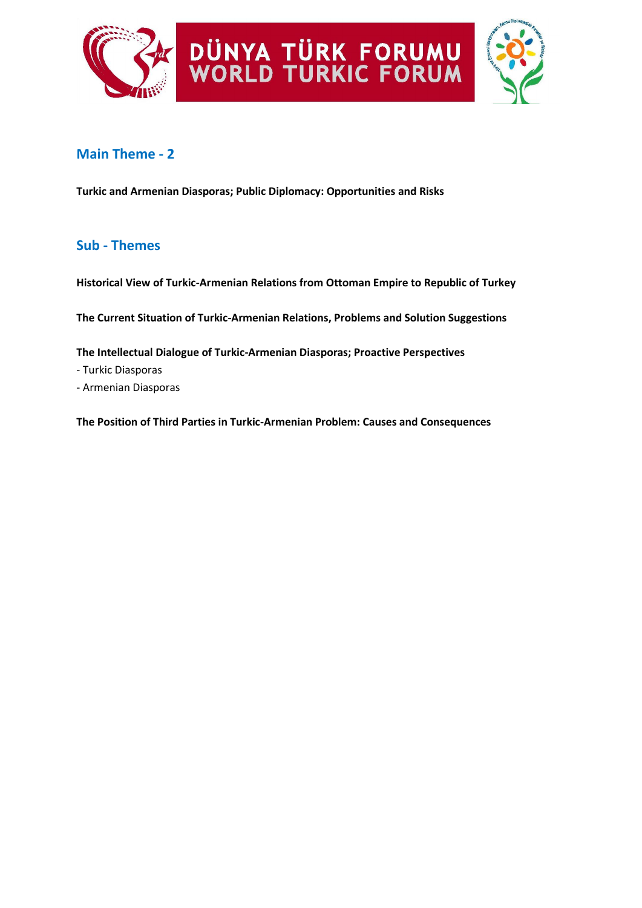## Main Theme - 2

**Turkic and Armenian Diasporas; Public Diplomacy: Opportunities and Risks**

## Sub - Themes

**Historical View of Turkic-Armenian Relations from Ottoman Empire to Republic of Turkey**

**The Current Situation of Turkic-Armenian Relations, Problems and Solution Suggestions**

**The Intellectual Dialogue of Turkic-Armenian Diasporas; Proactive Perspectives**

- Turkic Diasporas
- Armenian Diasporas

**The Position of Third Parties in Turkic-Armenian Problem: Causes and Consequences**